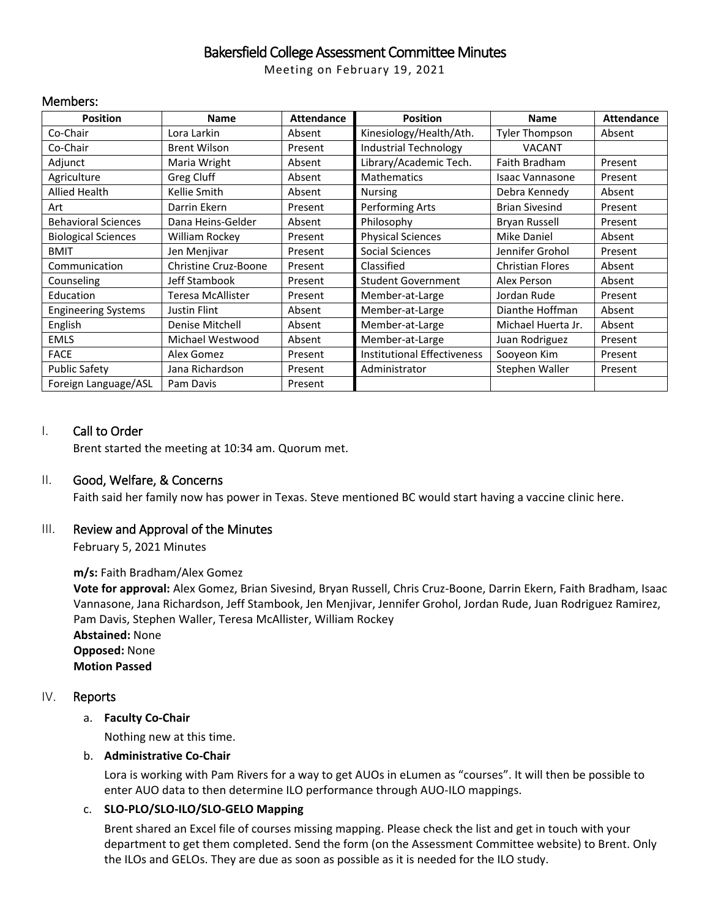# Bakersfield College Assessment Committee Minutes

Meeting on February 19, 2021

## Members:

| Position | Name | Attendance | Position | Name | Attendance |
|---|---|---|---|---|---|
| Co-Chair | Lora Larkin | Absent | Kinesiology/Health/Ath. | Tyler Thompson | Absent |
| Co-Chair | Brent Wilson | Present | Industrial Technology | VACANT | |
| Adjunct | Maria Wright | Absent | Library/Academic Tech. | Faith Bradham | Present |
| Agriculture | Greg Cluff | Absent | Mathematics | Isaac Vannasone | Present |
| Allied Health | Kellie Smith | Absent | Nursing | Debra Kennedy | Absent |
| Art | Darrin Ekern | Present | Performing Arts | Brian Sivesind | Present |
| Behavioral Sciences | Dana Heins-Gelder | Absent | Philosophy | Bryan Russell | Present |
| Biological Sciences | William Rockey | Present | Physical Sciences | Mike Daniel | Absent |
| BMIT | Jen Menjivar | Present | Social Sciences | Jennifer Grohol | Present |
| Communication | Christine Cruz-Boone | Present | Classified | Christian Flores | Absent |
| Counseling | Jeff Stambook | Present | Student Government | Alex Person | Absent |
| Education | Teresa McAllister | Present | Member-at-Large | Jordan Rude | Present |
| Engineering Systems | Justin Flint | Absent | Member-at-Large | Dianthe Hoffman | Absent |
| English | Denise Mitchell | Absent | Member-at-Large | Michael Huerta Jr. | Absent |
| EMLS | Michael Westwood | Absent | Member-at-Large | Juan Rodriguez | Present |
| FACE | Alex Gomez | Present | Institutional Effectiveness | Sooyeon Kim | Present |
| Public Safety | Jana Richardson | Present | Administrator | Stephen Waller | Present |
| Foreign Language/ASL | Pam Davis | Present | | | |

## I. Call to Order

Brent started the meeting at 10:34 am. Quorum met.

## II. Good, Welfare, & Concerns

Faith said her family now has power in Texas. Steve mentioned BC would start having a vaccine clinic here.

## III. Review and Approval of the Minutes

February 5, 2021 Minutes

**m/s:** Faith Bradham/Alex Gomez
**Vote for approval:** Alex Gomez, Brian Sivesind, Bryan Russell, Chris Cruz-Boone, Darrin Ekern, Faith Bradham, Isaac Vannasone, Jana Richardson, Jeff Stambook, Jen Menjivar, Jennifer Grohol, Jordan Rude, Juan Rodriguez Ramirez, Pam Davis, Stephen Waller, Teresa McAllister, William Rockey
**Abstained:** None
**Opposed:** None
**Motion Passed**

## IV. Reports

a. **Faculty Co-Chair**

Nothing new at this time.

b. **Administrative Co-Chair**

Lora is working with Pam Rivers for a way to get AUOs in eLumen as "courses". It will then be possible to enter AUO data to then determine ILO performance through AUO-ILO mappings.

c. **SLO-PLO/SLO-ILO/SLO-GELO Mapping**

Brent shared an Excel file of courses missing mapping. Please check the list and get in touch with your department to get them completed. Send the form (on the Assessment Committee website) to Brent. Only the ILOs and GELOs. They are due as soon as possible as it is needed for the ILO study.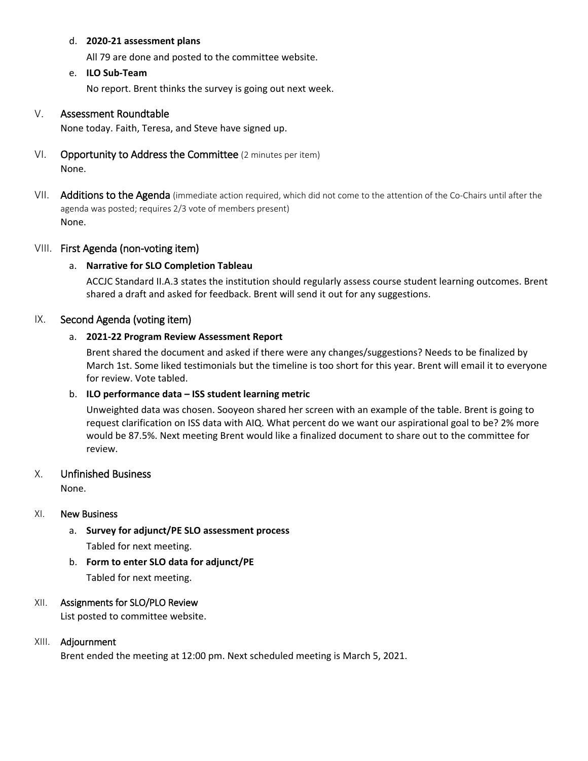d. **2020-21 assessment plans**

All 79 are done and posted to the committee website.

e. **ILO Sub-Team**

No report. Brent thinks the survey is going out next week.

## V. Assessment Roundtable

None today. Faith, Teresa, and Steve have signed up.

## VI. Opportunity to Address the Committee (2 minutes per item)

None.

## VII. Additions to the Agenda (immediate action required, which did not come to the attention of the Co-Chairs until after the agenda was posted; requires 2/3 vote of members present)

None.

## VIII. First Agenda (non-voting item)

a. **Narrative for SLO Completion Tableau**

ACCJC Standard II.A.3 states the institution should regularly assess course student learning outcomes. Brent shared a draft and asked for feedback. Brent will send it out for any suggestions.

## IX. Second Agenda (voting item)

a. **2021-22 Program Review Assessment Report**

Brent shared the document and asked if there were any changes/suggestions? Needs to be finalized by March 1st. Some liked testimonials but the timeline is too short for this year. Brent will email it to everyone for review. Vote tabled.

b. **ILO performance data – ISS student learning metric**

Unweighted data was chosen. Sooyeon shared her screen with an example of the table. Brent is going to request clarification on ISS data with AIQ. What percent do we want our aspirational goal to be? 2% more would be 87.5%. Next meeting Brent would like a finalized document to share out to the committee for review.

## X. Unfinished Business

None.

## XI. New Business

a. **Survey for adjunct/PE SLO assessment process**

Tabled for next meeting.

b. **Form to enter SLO data for adjunct/PE**

Tabled for next meeting.

## XII. Assignments for SLO/PLO Review

List posted to committee website.

## XIII. Adjournment

Brent ended the meeting at 12:00 pm. Next scheduled meeting is March 5, 2021.